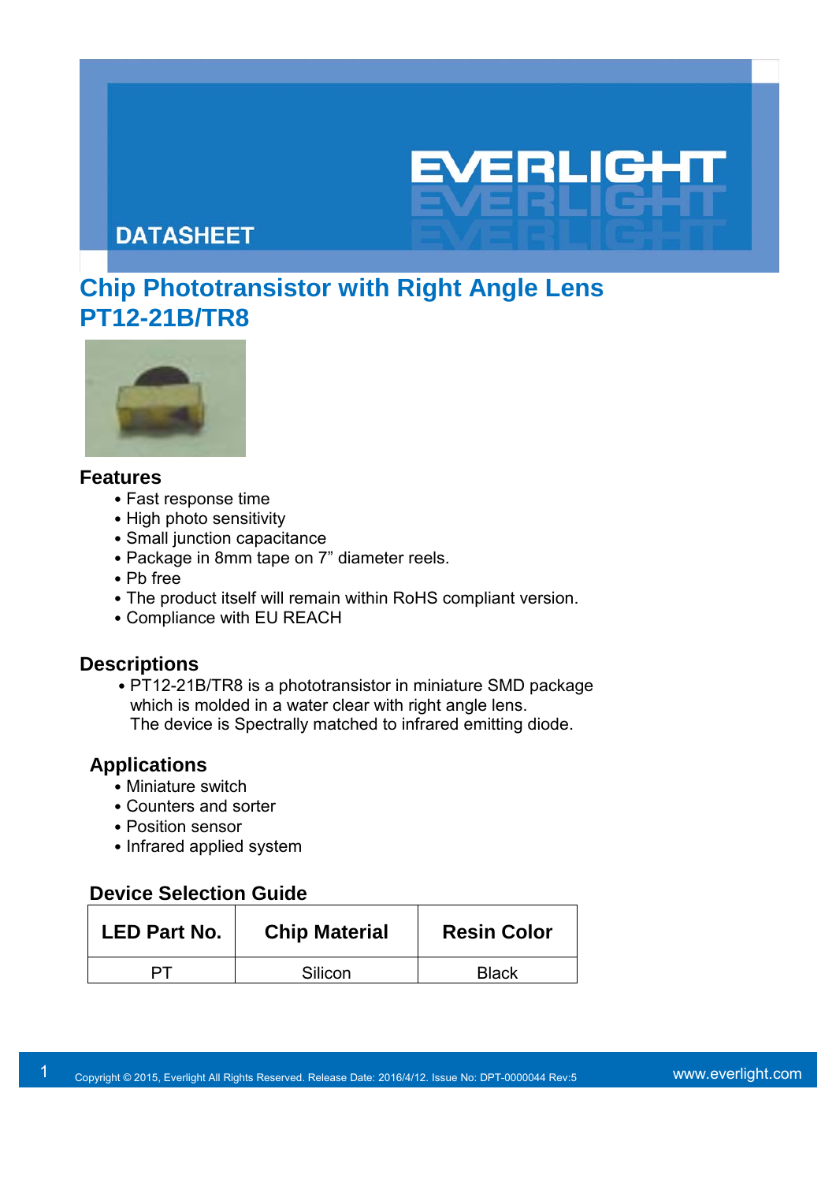DATASHEET

# Chip Phototransistor with Right Angle Lens
# PT12-21B/TR8

## Features

- Fast response time
- High photo sensitivity
- Small junction capacitance
- Package in 8mm tape on 7" diameter reels.
- Pb free
- The product itself will remain within RoHS compliant version.
- Compliance with EU REACH

## Descriptions

- PT12-21B/TR8 is a phototransistor in miniature SMD package which is molded in a water clear with right angle lens. The device is Spectrally matched to infrared emitting diode.

## Applications

- Miniature switch
- Counters and sorter
- Position sensor
- Infrared applied system

## Device Selection Guide

| LED Part No. | Chip Material | Resin Color |
|---|---|---|
| PT | Silicon | Black |

Copyright © 2015, Everlight All Rights Reserved. Release Date: 2016/4/12. Issue No: DPT-0000044 Rev:5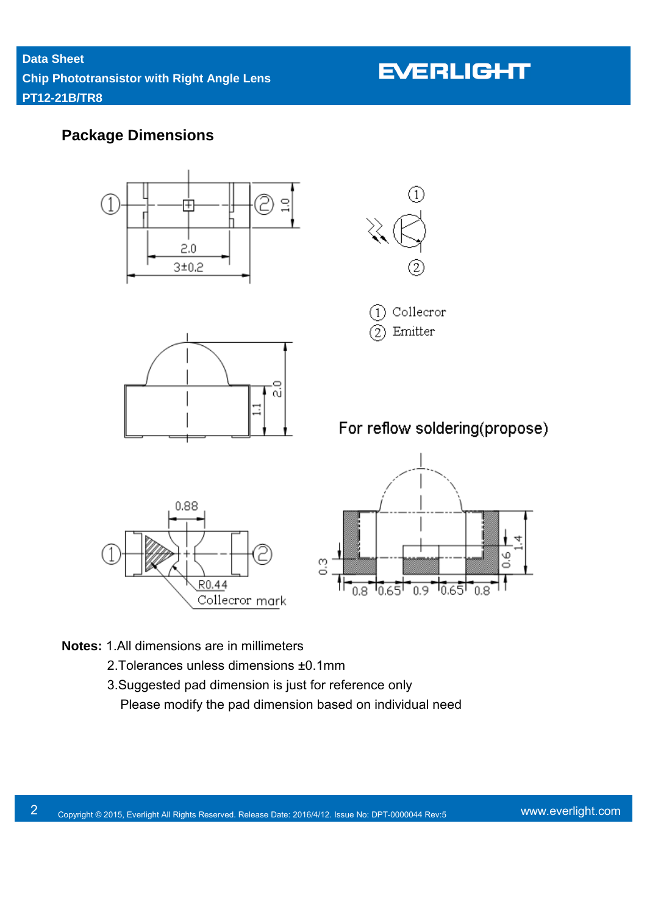## Package Dimensions

1 Collecror
2 Emitter

For reflow soldering(propose)

**Notes:** 1.All dimensions are in millimeters

2.Tolerances unless dimensions ±0.1mm

3.Suggested pad dimension is just for reference only

Please modify the pad dimension based on individual need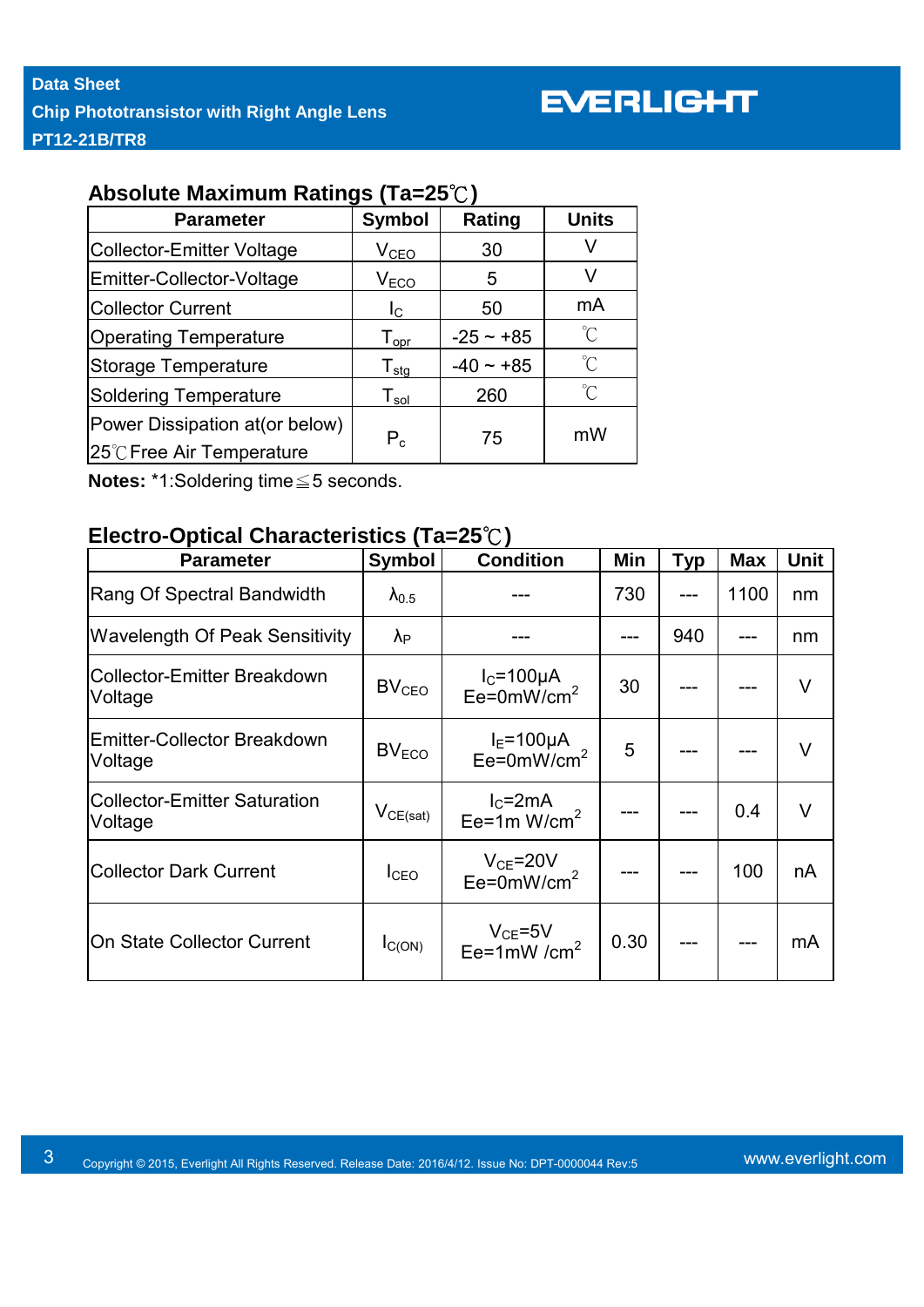## Absolute Maximum Ratings (Ta=25℃)

| Parameter | Symbol | Rating | Units |
|---|---|---|---|
| Collector-Emitter Voltage | $V_{CEO}$ | 30 | V |
| Emitter-Collector-Voltage | $V_{ECO}$ | 5 | V |
| Collector Current | $I_C$ | 50 | mA |
| Operating Temperature | $T_{opr}$ | -25 ~ +85 | ℃ |
| Storage Temperature | $T_{stg}$ | -40 ~ +85 | ℃ |
| Soldering Temperature | $T_{sol}$ | 260 | ℃ |
| Power Dissipation at(or below) 25℃Free Air Temperature | $P_c$ | 75 | mW |

**Notes:** *1:Soldering time≦5 seconds.

## Electro-Optical Characteristics (Ta=25℃)

| Parameter | Symbol | Condition | Min | Typ | Max | Unit |
|---|---|---|---|---|---|---|
| Rang Of Spectral Bandwidth | $\lambda_{0.5}$ | --- | 730 | --- | 1100 | nm |
| Wavelength Of Peak Sensitivity | $\lambda_P$ | --- | --- | 940 | --- | nm |
| Collector-Emitter Breakdown Voltage | $BV_{CEO}$ | $I_C$=100μA Ee=0mW/cm$^2$ | 30 | --- | --- | V |
| Emitter-Collector Breakdown Voltage | $BV_{ECO}$ | $I_E$=100μA Ee=0mW/cm$^2$ | 5 | --- | --- | V |
| Collector-Emitter Saturation Voltage | $V_{CE(sat)}$ | $I_C$=2mA Ee=1m W/cm$^2$ | --- | --- | 0.4 | V |
| Collector Dark Current | $I_{CEO}$ | $V_{CE}$=20V Ee=0mW/cm$^2$ | --- | --- | 100 | nA |
| On State Collector Current | $I_{C(ON)}$ | $V_{CE}$=5V Ee=1mW /cm$^2$ | 0.30 | --- | --- | mA |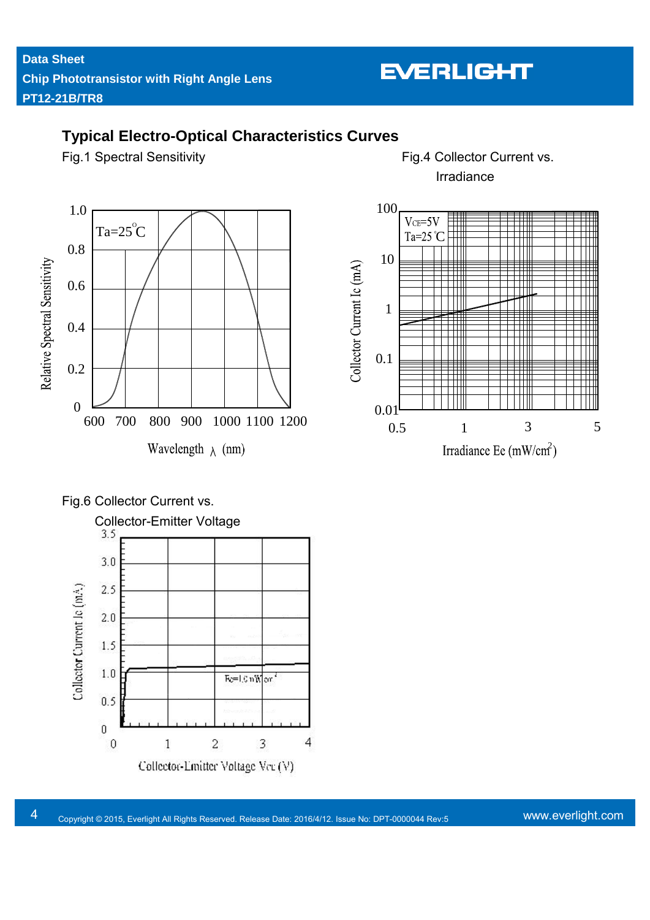## Typical Electro-Optical Characteristics Curves

Fig.1 Spectral Sensitivity

Ta=25°C

Relative Spectral Sensitivity

Wavelength λ (nm)

Fig.4 Collector Current vs. Irradiance

$V_{CE}$=5V
Ta=25°C

Collector Current Ic (mA)

Irradiance Ee (mW/cm²)

Fig.6 Collector Current vs. Collector-Emitter Voltage

Ee=1.0mW/cm²

Collector Current Ic (mA)

Collector-Emitter Voltage Vce (V)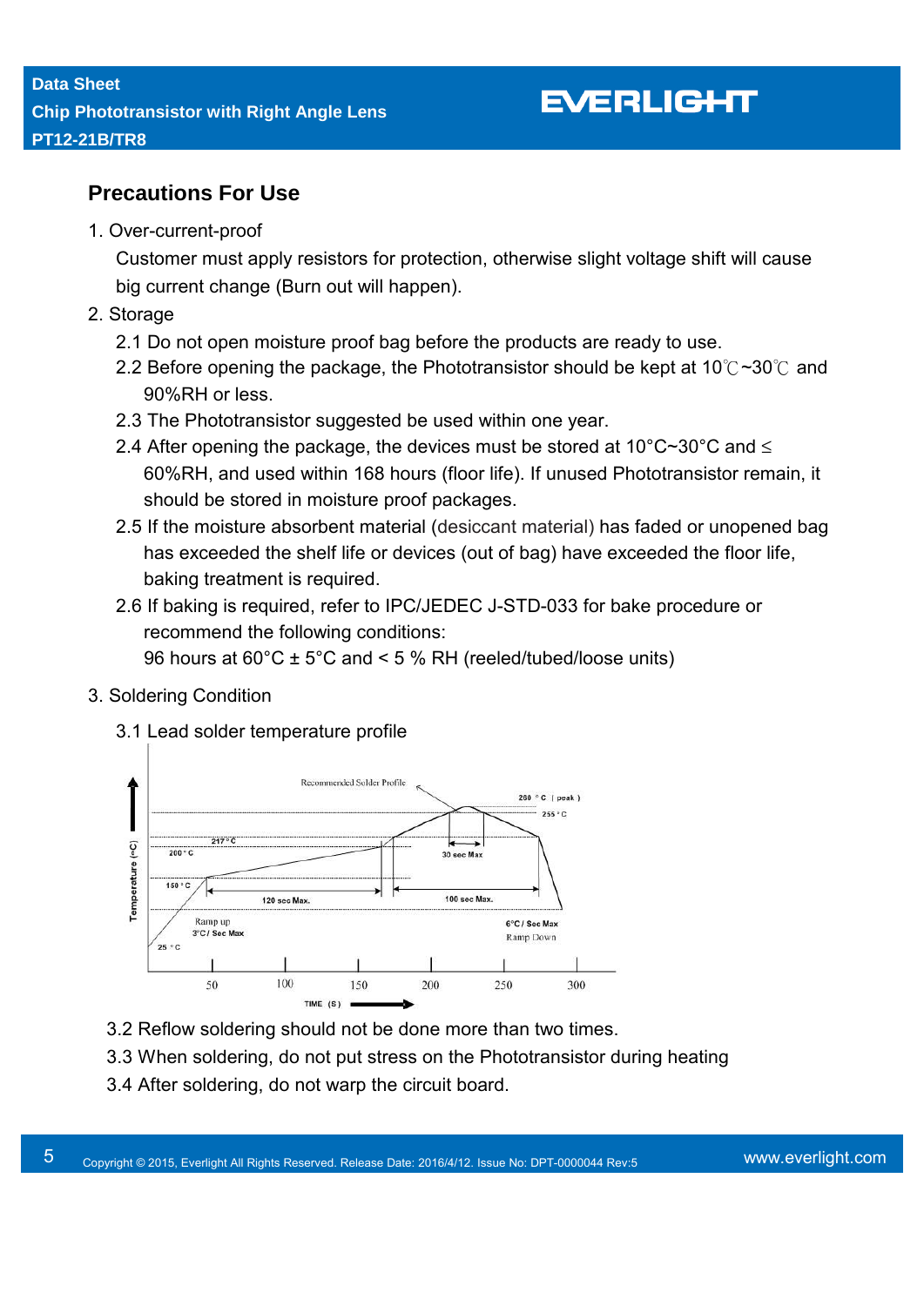## Precautions For Use

1. Over-current-proof

   Customer must apply resistors for protection, otherwise slight voltage shift will cause big current change (Burn out will happen).

2. Storage

   2.1 Do not open moisture proof bag before the products are ready to use.

   2.2 Before opening the package, the Phototransistor should be kept at 10℃~30℃ and 90%RH or less.

   2.3 The Phototransistor suggested be used within one year.

   2.4 After opening the package, the devices must be stored at 10°C~30°C and ≤ 60%RH, and used within 168 hours (floor life). If unused Phototransistor remain, it should be stored in moisture proof packages.

   2.5 If the moisture absorbent material (desiccant material) has faded or unopened bag has exceeded the shelf life or devices (out of bag) have exceeded the floor life, baking treatment is required.

   2.6 If baking is required, refer to IPC/JEDEC J-STD-033 for bake procedure or recommend the following conditions:

   96 hours at 60°C ± 5°C and < 5 % RH (reeled/tubed/loose units)

3. Soldering Condition

   3.1 Lead solder temperature profile

   Recommended Solder Profile

   260 °C ( peak )
   255 °C
   217 °C
   200 °C
   150 °C
   25 °C

   30 sec Max
   120 sec Max.
   100 sec Max.
   Ramp up 3°C / Sec Max
   6°C / Sec Max Ramp Down

   Temperature (°C)
   TIME (S): 50, 100, 150, 200, 250, 300

   3.2 Reflow soldering should not be done more than two times.

   3.3 When soldering, do not put stress on the Phototransistor during heating

   3.4 After soldering, do not warp the circuit board.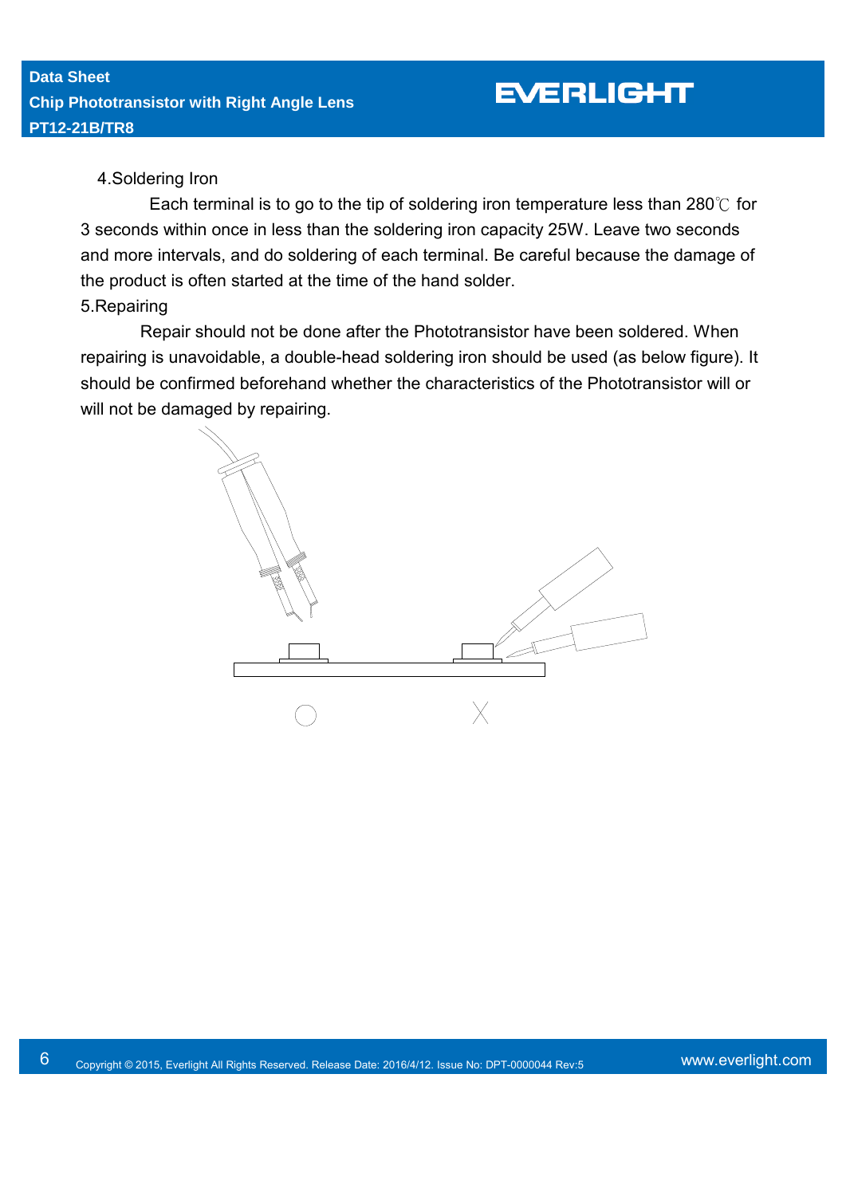4.Soldering Iron

Each terminal is to go to the tip of soldering iron temperature less than 280℃ for 3 seconds within once in less than the soldering iron capacity 25W. Leave two seconds and more intervals, and do soldering of each terminal. Be careful because the damage of the product is often started at the time of the hand solder.

5.Repairing

Repair should not be done after the Phototransistor have been soldered. When repairing is unavoidable, a double-head soldering iron should be used (as below figure). It should be confirmed beforehand whether the characteristics of the Phototransistor will or will not be damaged by repairing.

○ ╳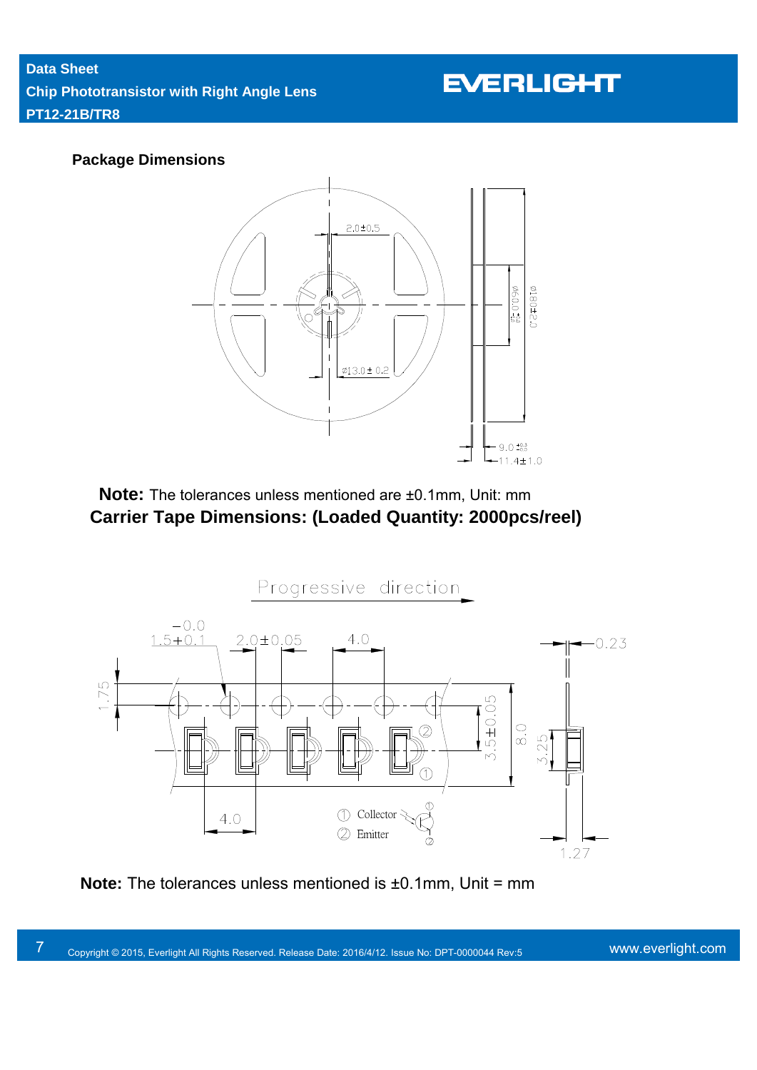## Package Dimensions

**Note:** The tolerances unless mentioned are ±0.1mm, Unit: mm

## Carrier Tape Dimensions: (Loaded Quantity: 2000pcs/reel)

**Note:** The tolerances unless mentioned is ±0.1mm, Unit = mm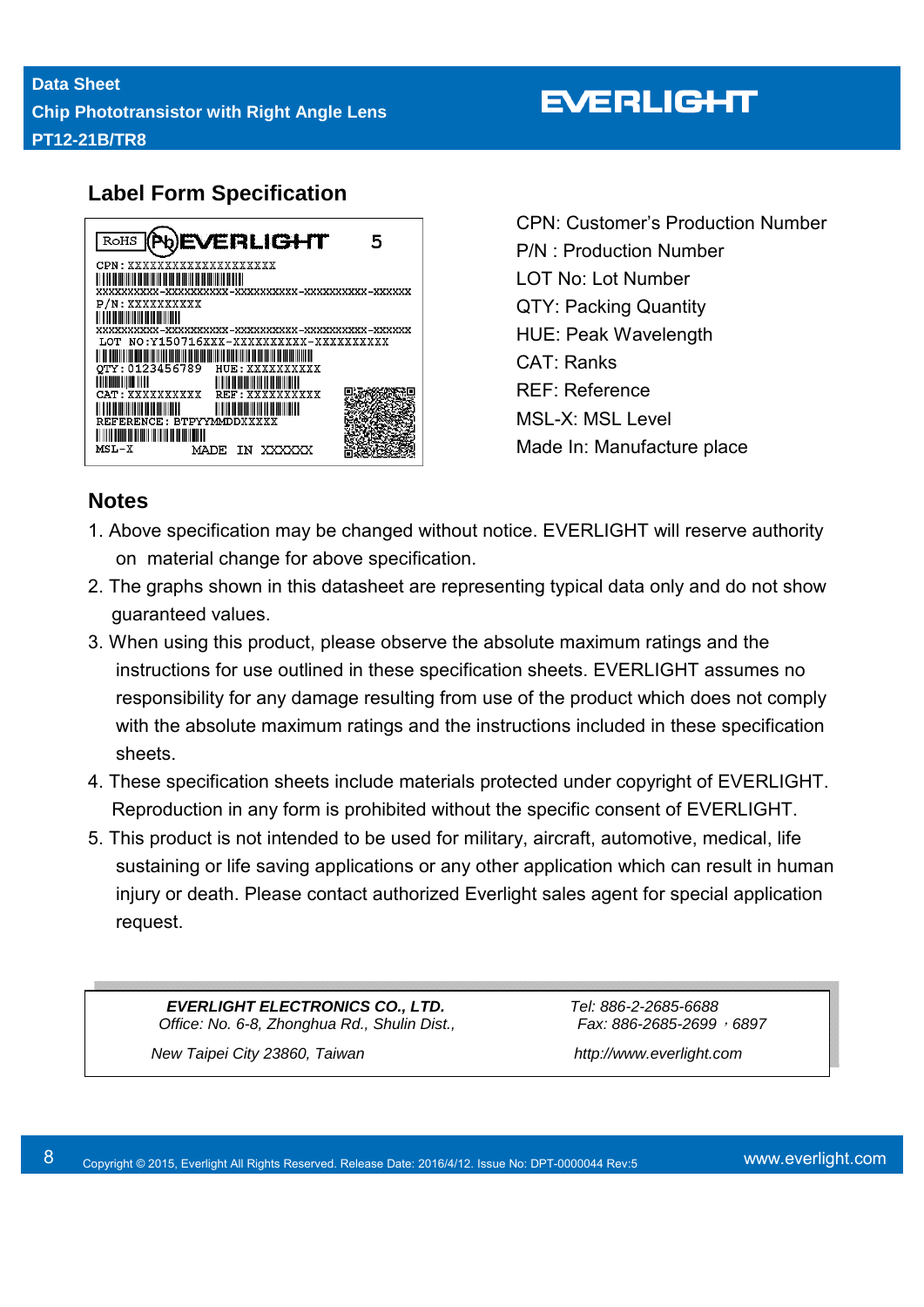## Label Form Specification

RoHS Pb EVERLIGHT 5
CPN: XXXXXXXXXXXXXXXXXXX
XXXXXXXXXX-XXXXXXXXXX-XXXXXXXXXX-XXXXXXXXXX-XXXXXX
P/N: XXXXXXXXXX
XXXXXXXXXX-XXXXXXXXXX-XXXXXXXXXX-XXXXXXXXXX-XXXXXX
LOT NO:Y150716XXX-XXXXXXXXXX-XXXXXXXXXX
QTY: 0123456789 HUE: XXXXXXXXXX
CAT: XXXXXXXXXX REF: XXXXXXXXXX
REFERENCE: BTPYYMMDDXXXXX
MSL-X MADE IN XXXXXX

CPN: Customer's Production Number
P/N : Production Number
LOT No: Lot Number
QTY: Packing Quantity
HUE: Peak Wavelength
CAT: Ranks
REF: Reference
MSL-X: MSL Level
Made In: Manufacture place

## Notes

1. Above specification may be changed without notice. EVERLIGHT will reserve authority on material change for above specification.
2. The graphs shown in this datasheet are representing typical data only and do not show guaranteed values.
3. When using this product, please observe the absolute maximum ratings and the instructions for use outlined in these specification sheets. EVERLIGHT assumes no responsibility for any damage resulting from use of the product which does not comply with the absolute maximum ratings and the instructions included in these specification sheets.
4. These specification sheets include materials protected under copyright of EVERLIGHT. Reproduction in any form is prohibited without the specific consent of EVERLIGHT.
5. This product is not intended to be used for military, aircraft, automotive, medical, life sustaining or life saving applications or any other application which can result in human injury or death. Please contact authorized Everlight sales agent for special application request.

***EVERLIGHT ELECTRONICS CO., LTD.***
*Office: No. 6-8, Zhonghua Rd., Shulin Dist.,*
*New Taipei City 23860, Taiwan*

*Tel: 886-2-2685-6688*
*Fax: 886-2685-2699，6897*
*http://www.everlight.com*